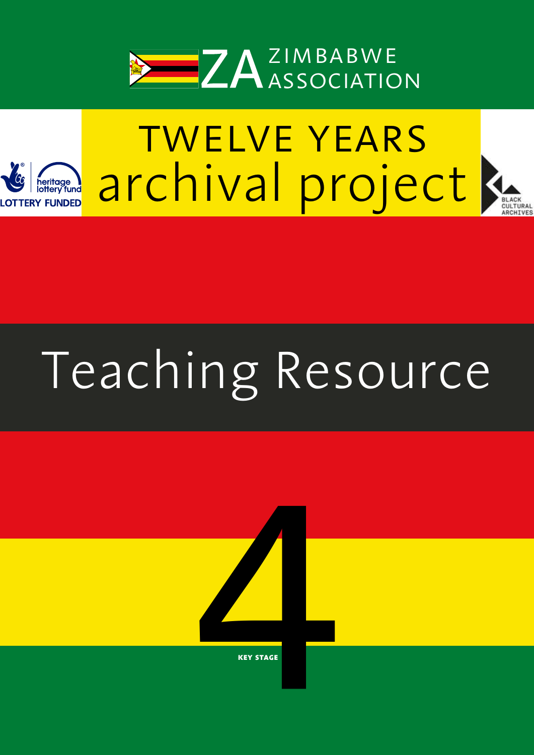ZA ZIMBABWE ASSOCIATION

# TWELVE YEARS archival project

heritage lottery fund LOTTERY FUNDED

BLACK CULTURAL ARCHIVES

# Teaching Resource

KEY STAGE 4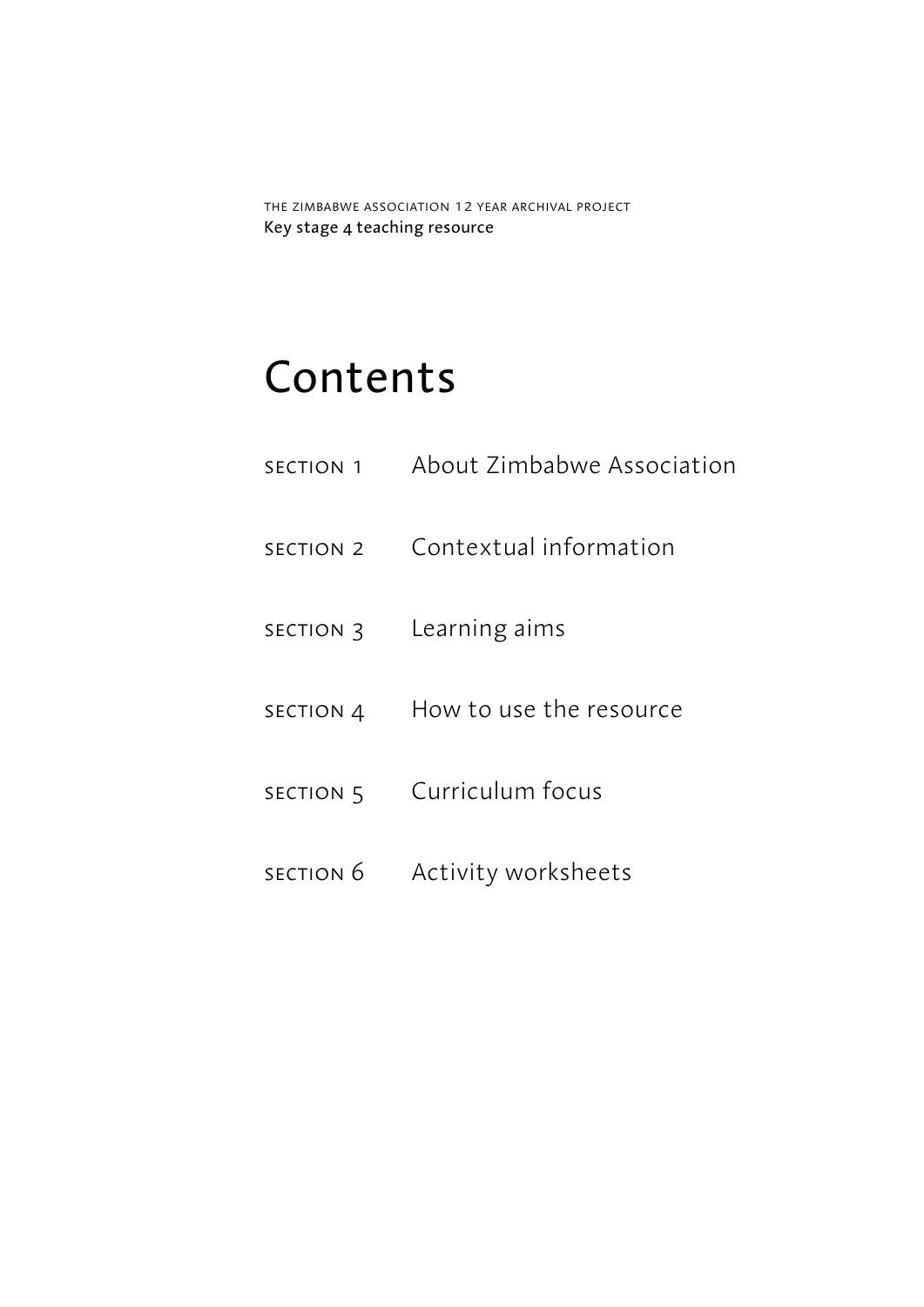# Contents

| | |
|---|---|
| SECTION 1 | About Zimbabwe Association |
| SECTION 2 | Contextual information |
| SECTION 3 | Learning aims |
| SECTION 4 | How to use the resource |
| SECTION 5 | Curriculum focus |
| SECTION 6 | Activity worksheets |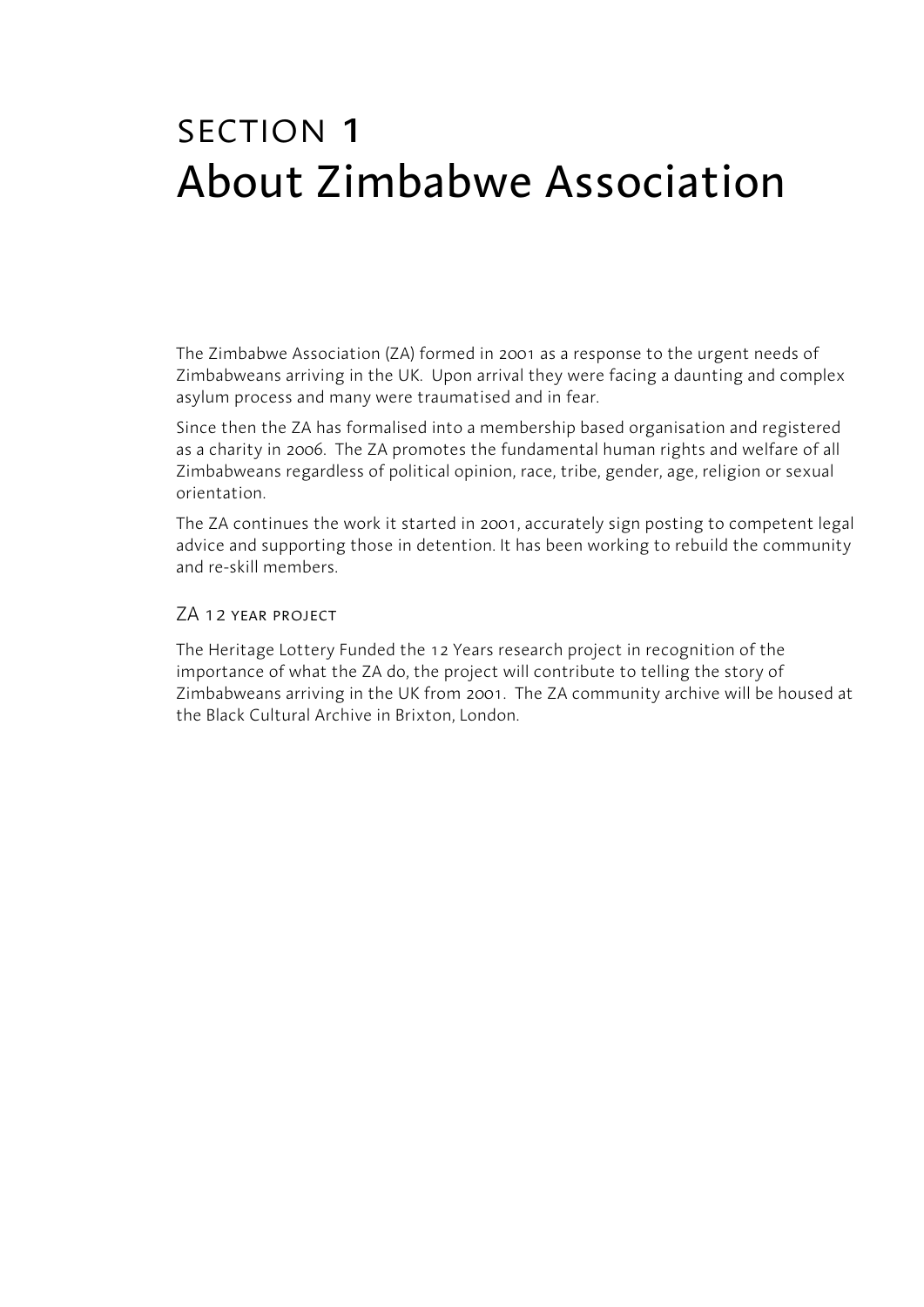# SECTION **1**
# About Zimbabwe Association

The Zimbabwe Association (ZA) formed in 2001 as a response to the urgent needs of Zimbabweans arriving in the UK. Upon arrival they were facing a daunting and complex asylum process and many were traumatised and in fear.

Since then the ZA has formalised into a membership based organisation and registered as a charity in 2006. The ZA promotes the fundamental human rights and welfare of all Zimbabweans regardless of political opinion, race, tribe, gender, age, religion or sexual orientation.

The ZA continues the work it started in 2001, accurately sign posting to competent legal advice and supporting those in detention. It has been working to rebuild the community and re-skill members.

## ZA 12 year project

The Heritage Lottery Funded the 12 Years research project in recognition of the importance of what the ZA do, the project will contribute to telling the story of Zimbabweans arriving in the UK from 2001. The ZA community archive will be housed at the Black Cultural Archive in Brixton, London.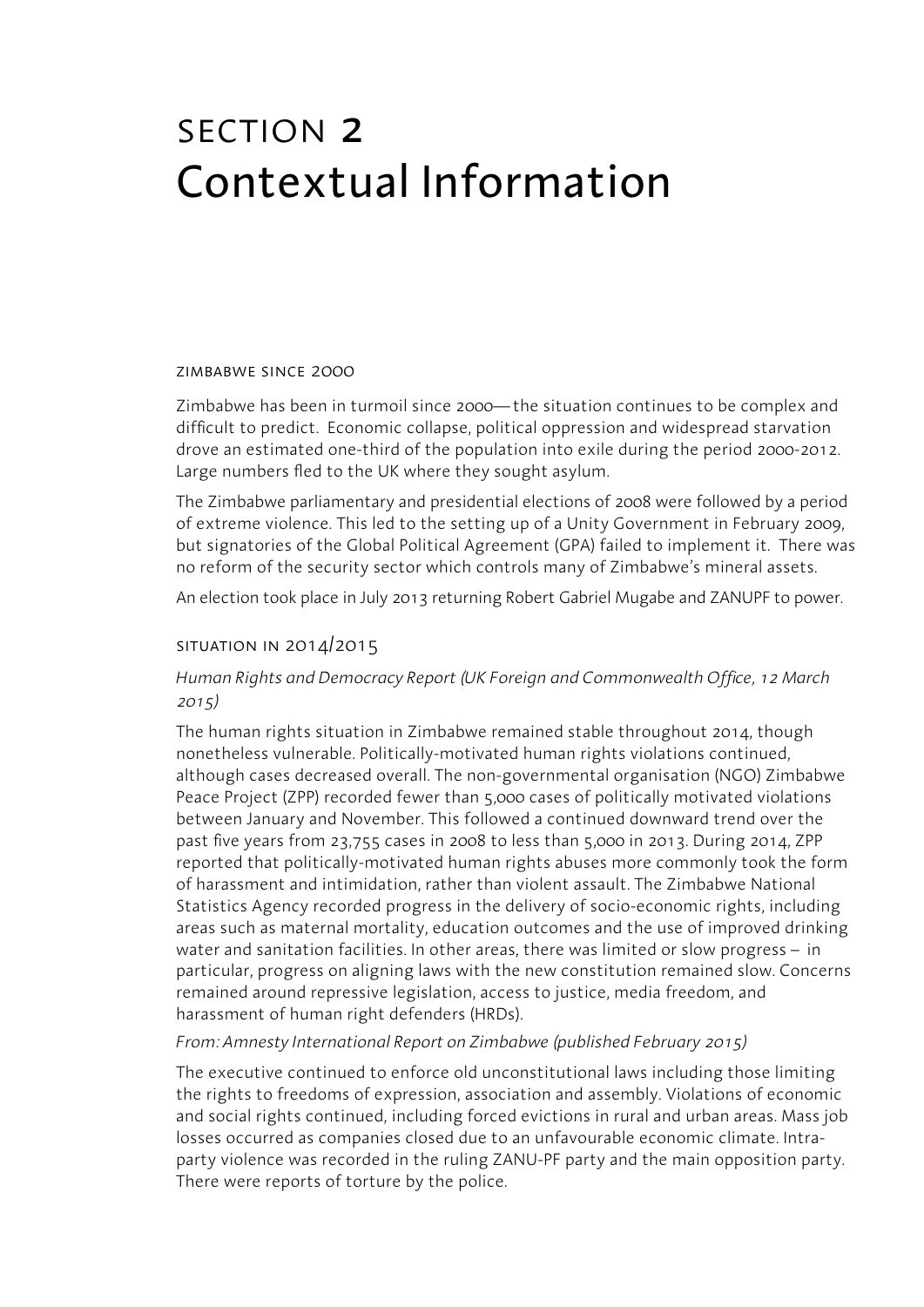# SECTION 2 Contextual Information

## ZIMBABWE SINCE 2000

Zimbabwe has been in turmoil since 2000— the situation continues to be complex and difficult to predict. Economic collapse, political oppression and widespread starvation drove an estimated one-third of the population into exile during the period 2000-2012. Large numbers fled to the UK where they sought asylum.

The Zimbabwe parliamentary and presidential elections of 2008 were followed by a period of extreme violence. This led to the setting up of a Unity Government in February 2009, but signatories of the Global Political Agreement (GPA) failed to implement it. There was no reform of the security sector which controls many of Zimbabwe's mineral assets.

An election took place in July 2013 returning Robert Gabriel Mugabe and ZANUPF to power.

## SITUATION IN 2014/2015

*Human Rights and Democracy Report (UK Foreign and Commonwealth Office, 12 March 2015)*

The human rights situation in Zimbabwe remained stable throughout 2014, though nonetheless vulnerable. Politically-motivated human rights violations continued, although cases decreased overall. The non-governmental organisation (NGO) Zimbabwe Peace Project (ZPP) recorded fewer than 5,000 cases of politically motivated violations between January and November. This followed a continued downward trend over the past five years from 23,755 cases in 2008 to less than 5,000 in 2013. During 2014, ZPP reported that politically-motivated human rights abuses more commonly took the form of harassment and intimidation, rather than violent assault. The Zimbabwe National Statistics Agency recorded progress in the delivery of socio-economic rights, including areas such as maternal mortality, education outcomes and the use of improved drinking water and sanitation facilities. In other areas, there was limited or slow progress – in particular, progress on aligning laws with the new constitution remained slow. Concerns remained around repressive legislation, access to justice, media freedom, and harassment of human right defenders (HRDs).

*From: Amnesty International Report on Zimbabwe (published February 2015)*

The executive continued to enforce old unconstitutional laws including those limiting the rights to freedoms of expression, association and assembly. Violations of economic and social rights continued, including forced evictions in rural and urban areas. Mass job losses occurred as companies closed due to an unfavourable economic climate. Intra-party violence was recorded in the ruling ZANU-PF party and the main opposition party. There were reports of torture by the police.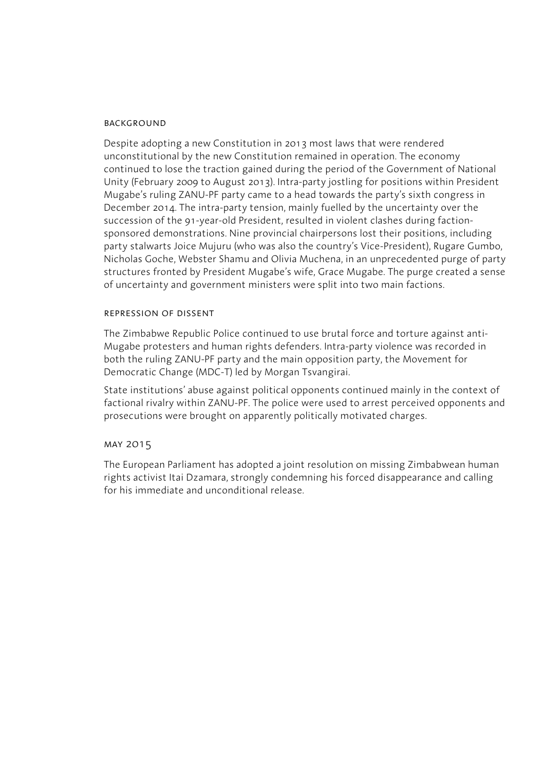## Background

Despite adopting a new Constitution in 2013 most laws that were rendered unconstitutional by the new Constitution remained in operation. The economy continued to lose the traction gained during the period of the Government of National Unity (February 2009 to August 2013). Intra-party jostling for positions within President Mugabe's ruling ZANU-PF party came to a head towards the party's sixth congress in December 2014. The intra-party tension, mainly fuelled by the uncertainty over the succession of the 91-year-old President, resulted in violent clashes during faction-sponsored demonstrations. Nine provincial chairpersons lost their positions, including party stalwarts Joice Mujuru (who was also the country's Vice-President), Rugare Gumbo, Nicholas Goche, Webster Shamu and Olivia Muchena, in an unprecedented purge of party structures fronted by President Mugabe's wife, Grace Mugabe. The purge created a sense of uncertainty and government ministers were split into two main factions.

## Repression of dissent

The Zimbabwe Republic Police continued to use brutal force and torture against anti-Mugabe protesters and human rights defenders. Intra-party violence was recorded in both the ruling ZANU-PF party and the main opposition party, the Movement for Democratic Change (MDC-T) led by Morgan Tsvangirai.

State institutions' abuse against political opponents continued mainly in the context of factional rivalry within ZANU-PF. The police were used to arrest perceived opponents and prosecutions were brought on apparently politically motivated charges.

## May 2015

The European Parliament has adopted a joint resolution on missing Zimbabwean human rights activist Itai Dzamara, strongly condemning his forced disappearance and calling for his immediate and unconditional release.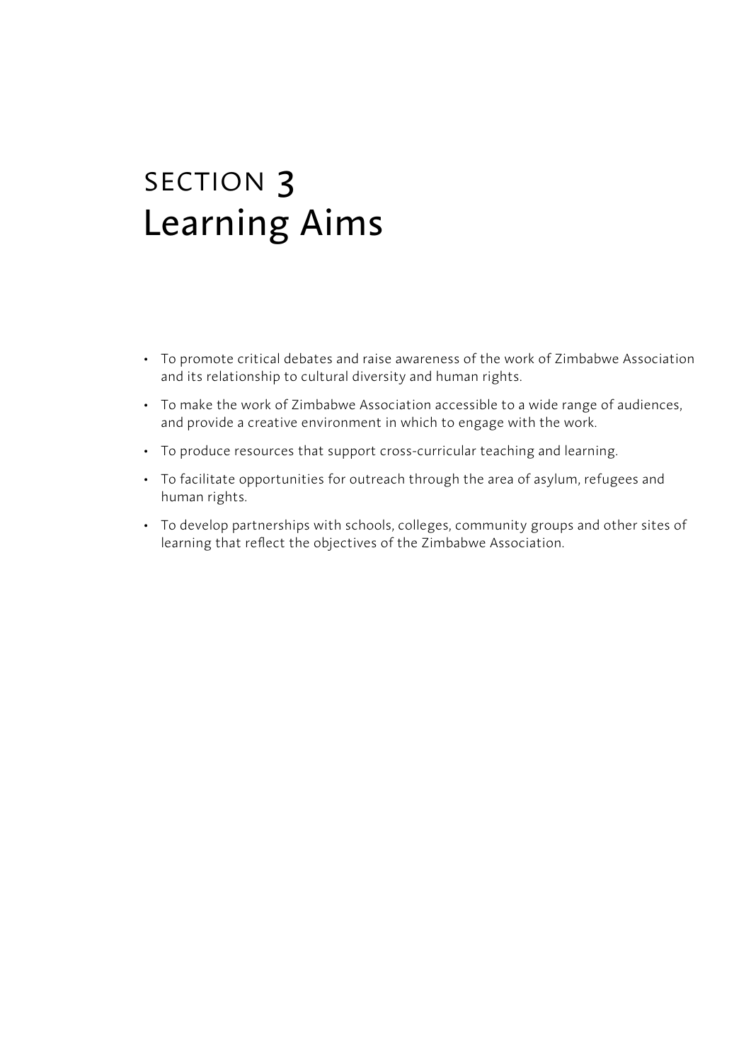# SECTION 3 Learning Aims

- To promote critical debates and raise awareness of the work of Zimbabwe Association and its relationship to cultural diversity and human rights.
- To make the work of Zimbabwe Association accessible to a wide range of audiences, and provide a creative environment in which to engage with the work.
- To produce resources that support cross-curricular teaching and learning.
- To facilitate opportunities for outreach through the area of asylum, refugees and human rights.
- To develop partnerships with schools, colleges, community groups and other sites of learning that reflect the objectives of the Zimbabwe Association.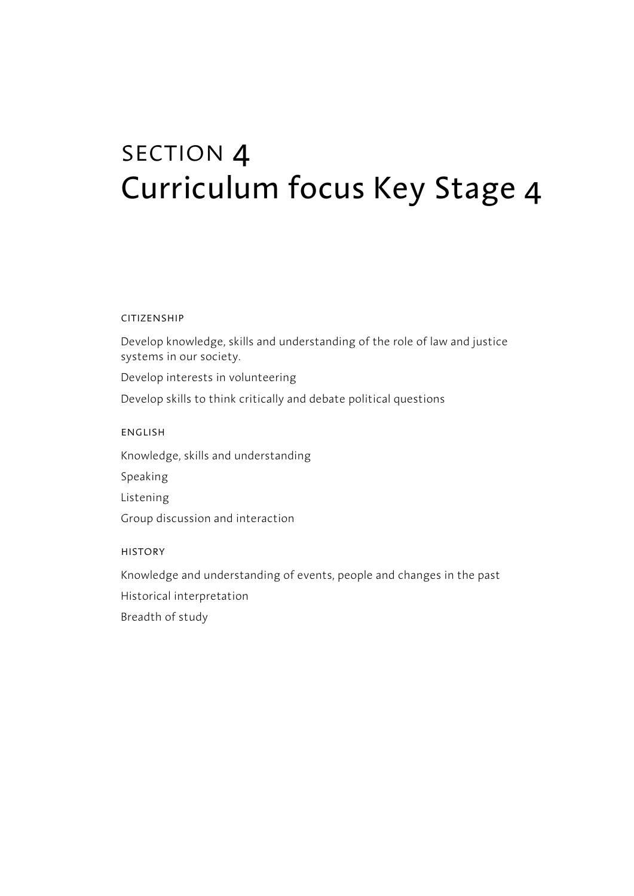# SECTION 4
# Curriculum focus Key Stage 4

### CITIZENSHIP

Develop knowledge, skills and understanding of the role of law and justice systems in our society.

Develop interests in volunteering

Develop skills to think critically and debate political questions

### ENGLISH

Knowledge, skills and understanding

Speaking

Listening

Group discussion and interaction

### HISTORY

Knowledge and understanding of events, people and changes in the past

Historical interpretation

Breadth of study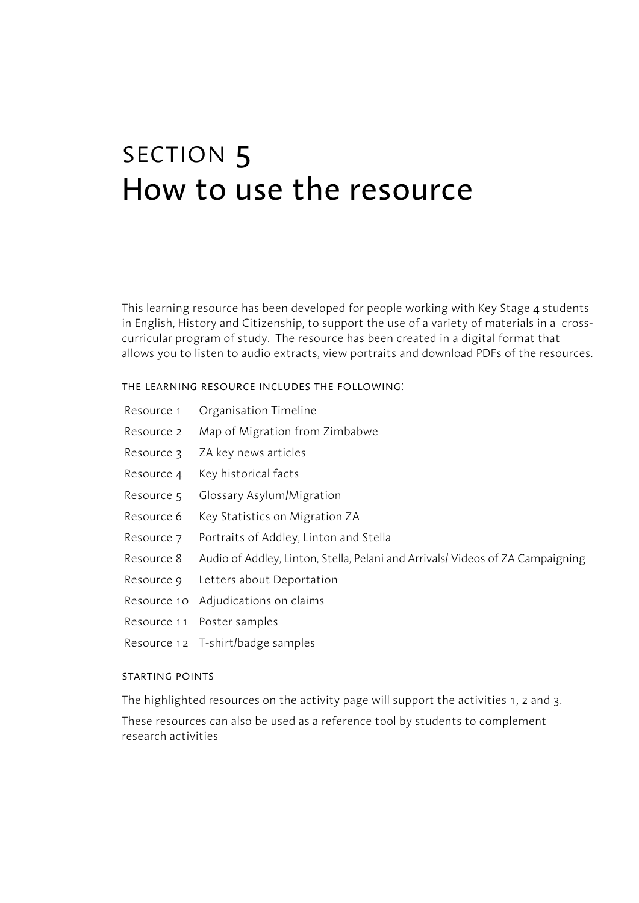# SECTION 5
# How to use the resource

This learning resource has been developed for people working with Key Stage 4 students in English, History and Citizenship, to support the use of a variety of materials in a cross-curricular program of study. The resource has been created in a digital format that allows you to listen to audio extracts, view portraits and download PDFs of the resources.

### THE LEARNING RESOURCE INCLUDES THE FOLLOWING:

| | |
|---|---|
| Resource 1 | Organisation Timeline |
| Resource 2 | Map of Migration from Zimbabwe |
| Resource 3 | ZA key news articles |
| Resource 4 | Key historical facts |
| Resource 5 | Glossary Asylum/Migration |
| Resource 6 | Key Statistics on Migration ZA |
| Resource 7 | Portraits of Addley, Linton and Stella |
| Resource 8 | Audio of Addley, Linton, Stella, Pelani and Arrivals/ Videos of ZA Campaigning |
| Resource 9 | Letters about Deportation |
| Resource 10 | Adjudications on claims |
| Resource 11 | Poster samples |
| Resource 12 | T-shirt/badge samples |

### STARTING POINTS

The highlighted resources on the activity page will support the activities 1, 2 and 3.

These resources can also be used as a reference tool by students to complement research activities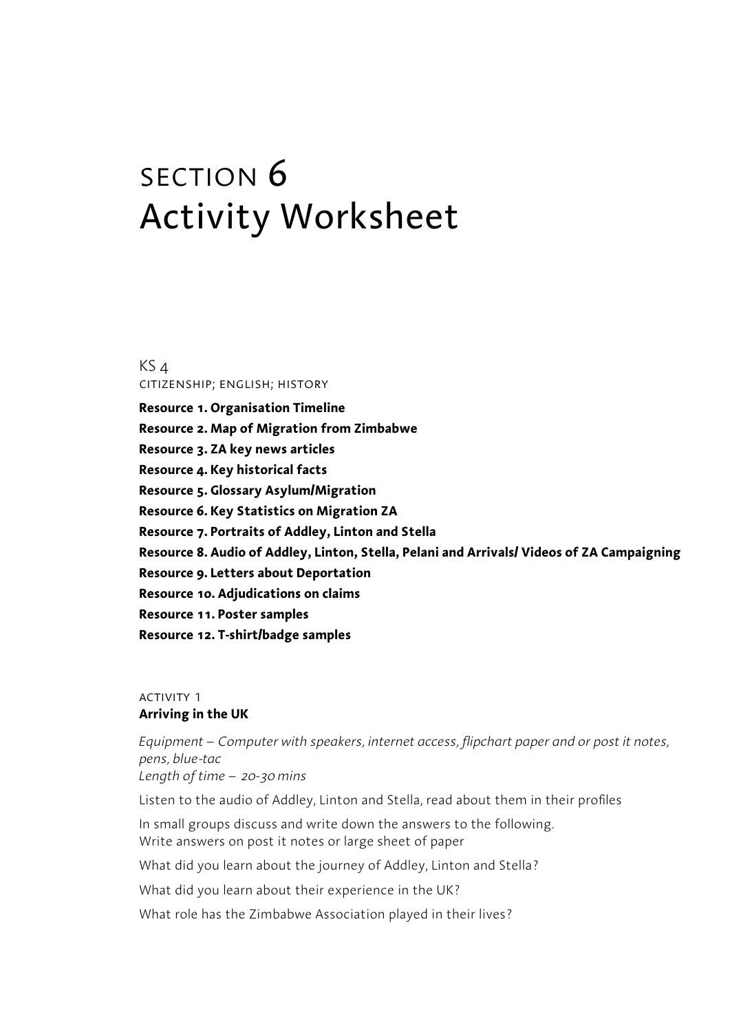# SECTION 6
# Activity Worksheet

KS 4

CITIZENSHIP; ENGLISH; HISTORY

**Resource 1. Organisation Timeline**
**Resource 2. Map of Migration from Zimbabwe**
**Resource 3. ZA key news articles**
**Resource 4. Key historical facts**
**Resource 5. Glossary Asylum/Migration**
**Resource 6. Key Statistics on Migration ZA**
**Resource 7. Portraits of Addley, Linton and Stella**
**Resource 8. Audio of Addley, Linton, Stella, Pelani and Arrivals/ Videos of ZA Campaigning**
**Resource 9. Letters about Deportation**
**Resource 10. Adjudications on claims**
**Resource 11. Poster samples**
**Resource 12. T-shirt/badge samples**

ACTIVITY 1

**Arriving in the UK**

*Equipment – Computer with speakers, internet access, flipchart paper and or post it notes, pens, blue-tac*
*Length of time – 20-30 mins*

Listen to the audio of Addley, Linton and Stella, read about them in their profiles

In small groups discuss and write down the answers to the following.
Write answers on post it notes or large sheet of paper

What did you learn about the journey of Addley, Linton and Stella?

What did you learn about their experience in the UK?

What role has the Zimbabwe Association played in their lives?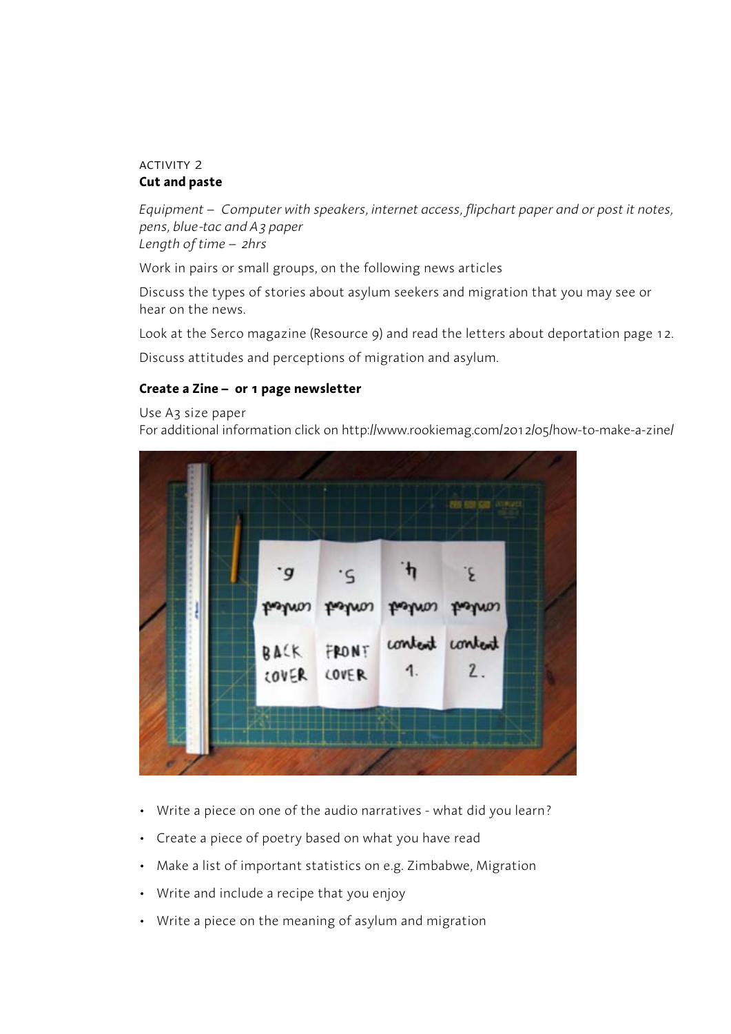ACTIVITY 2

**Cut and paste**

*Equipment – Computer with speakers, internet access, flipchart paper and or post it notes, pens, blue-tac and A3 paper*
*Length of time – 2hrs*

Work in pairs or small groups, on the following news articles

Discuss the types of stories about asylum seekers and migration that you may see or hear on the news.

Look at the Serco magazine (Resource 9) and read the letters about deportation page 12.

Discuss attitudes and perceptions of migration and asylum.

**Create a Zine – or 1 page newsletter**

Use A3 size paper
For additional information click on http://www.rookiemag.com/2012/05/how-to-make-a-zine/

- Write a piece on one of the audio narratives - what did you learn?
- Create a piece of poetry based on what you have read
- Make a list of important statistics on e.g. Zimbabwe, Migration
- Write and include a recipe that you enjoy
- Write a piece on the meaning of asylum and migration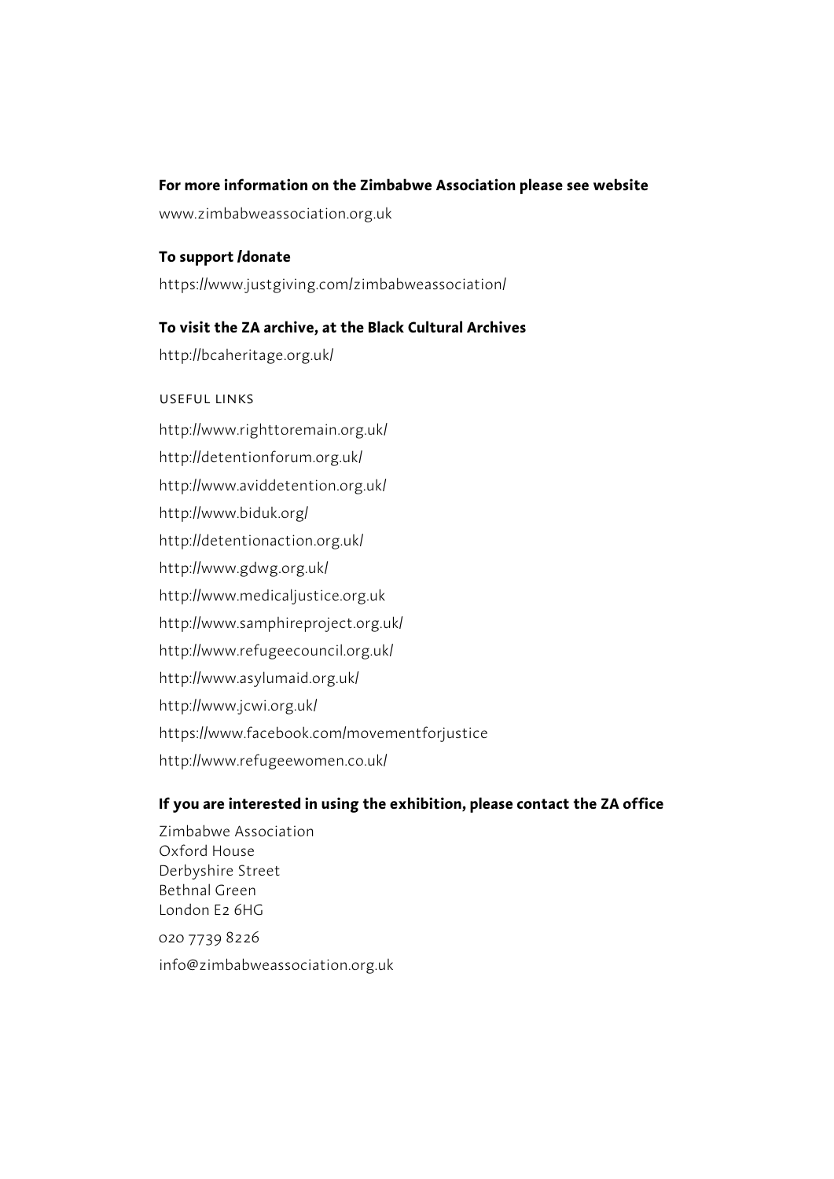**For more information on the Zimbabwe Association please see website**

www.zimbabweassociation.org.uk

**To support /donate**

https://www.justgiving.com/zimbabweassociation/

**To visit the ZA archive, at the Black Cultural Archives**

http://bcaheritage.org.uk/

USEFUL LINKS

http://www.righttoremain.org.uk/

http://detentionforum.org.uk/

http://www.aviddetention.org.uk/

http://www.biduk.org/

http://detentionaction.org.uk/

http://www.gdwg.org.uk/

http://www.medicaljustice.org.uk

http://www.samphireproject.org.uk/

http://www.refugeecouncil.org.uk/

http://www.asylumaid.org.uk/

http://www.jcwi.org.uk/

https://www.facebook.com/movementforjustice

http://www.refugeewomen.co.uk/

**If you are interested in using the exhibition, please contact the ZA office**

Zimbabwe Association
Oxford House
Derbyshire Street
Bethnal Green
London E2 6HG

020 7739 8226

info@zimbabweassociation.org.uk